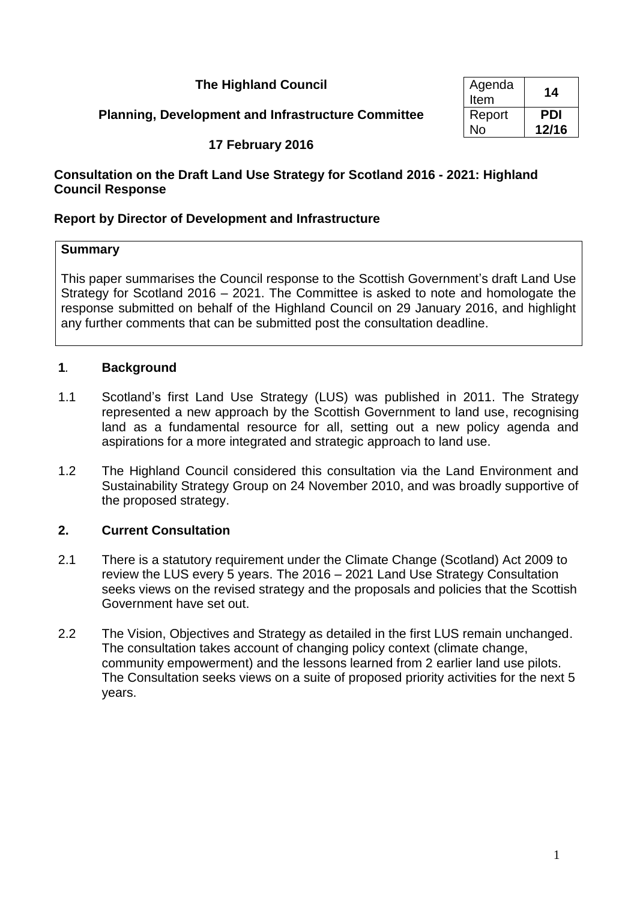**The Highland Council**

**Planning, Development and Infrastructure Committee**

**17 February 2016**

| Agenda Item | **14** |
|---|---|
| Report No | **PDI 12/16** |

## Consultation on the Draft Land Use Strategy for Scotland 2016 - 2021: Highland Council Response

### Report by Director of Development and Infrastructure

**Summary**

This paper summarises the Council response to the Scottish Government's draft Land Use Strategy for Scotland 2016 – 2021. The Committee is asked to note and homologate the response submitted on behalf of the Highland Council on 29 January 2016, and highlight any further comments that can be submitted post the consultation deadline.

### 1. Background

1.1 Scotland's first Land Use Strategy (LUS) was published in 2011. The Strategy represented a new approach by the Scottish Government to land use, recognising land as a fundamental resource for all, setting out a new policy agenda and aspirations for a more integrated and strategic approach to land use.

1.2 The Highland Council considered this consultation via the Land Environment and Sustainability Strategy Group on 24 November 2010, and was broadly supportive of the proposed strategy.

### 2. Current Consultation

2.1 There is a statutory requirement under the Climate Change (Scotland) Act 2009 to review the LUS every 5 years. The 2016 – 2021 Land Use Strategy Consultation seeks views on the revised strategy and the proposals and policies that the Scottish Government have set out.

2.2 The Vision, Objectives and Strategy as detailed in the first LUS remain unchanged. The consultation takes account of changing policy context (climate change, community empowerment) and the lessons learned from 2 earlier land use pilots. The Consultation seeks views on a suite of proposed priority activities for the next 5 years.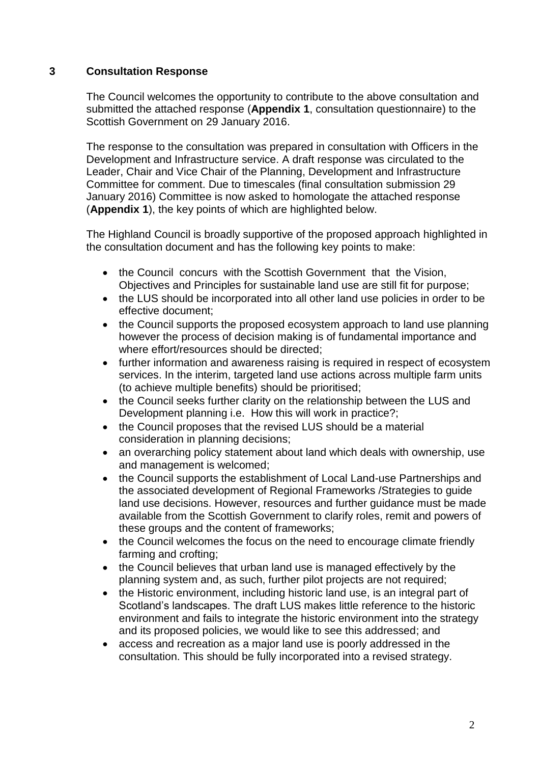## 3 Consultation Response

The Council welcomes the opportunity to contribute to the above consultation and submitted the attached response (**Appendix 1**, consultation questionnaire) to the Scottish Government on 29 January 2016.

The response to the consultation was prepared in consultation with Officers in the Development and Infrastructure service. A draft response was circulated to the Leader, Chair and Vice Chair of the Planning, Development and Infrastructure Committee for comment. Due to timescales (final consultation submission 29 January 2016) Committee is now asked to homologate the attached response (**Appendix 1**), the key points of which are highlighted below.

The Highland Council is broadly supportive of the proposed approach highlighted in the consultation document and has the following key points to make:

- the Council concurs with the Scottish Government that the Vision, Objectives and Principles for sustainable land use are still fit for purpose;
- the LUS should be incorporated into all other land use policies in order to be effective document;
- the Council supports the proposed ecosystem approach to land use planning however the process of decision making is of fundamental importance and where effort/resources should be directed;
- further information and awareness raising is required in respect of ecosystem services. In the interim, targeted land use actions across multiple farm units (to achieve multiple benefits) should be prioritised;
- the Council seeks further clarity on the relationship between the LUS and Development planning i.e. How this will work in practice?;
- the Council proposes that the revised LUS should be a material consideration in planning decisions;
- an overarching policy statement about land which deals with ownership, use and management is welcomed;
- the Council supports the establishment of Local Land-use Partnerships and the associated development of Regional Frameworks /Strategies to guide land use decisions. However, resources and further guidance must be made available from the Scottish Government to clarify roles, remit and powers of these groups and the content of frameworks;
- the Council welcomes the focus on the need to encourage climate friendly farming and crofting;
- the Council believes that urban land use is managed effectively by the planning system and, as such, further pilot projects are not required;
- the Historic environment, including historic land use, is an integral part of Scotland's landscapes. The draft LUS makes little reference to the historic environment and fails to integrate the historic environment into the strategy and its proposed policies, we would like to see this addressed; and
- access and recreation as a major land use is poorly addressed in the consultation. This should be fully incorporated into a revised strategy.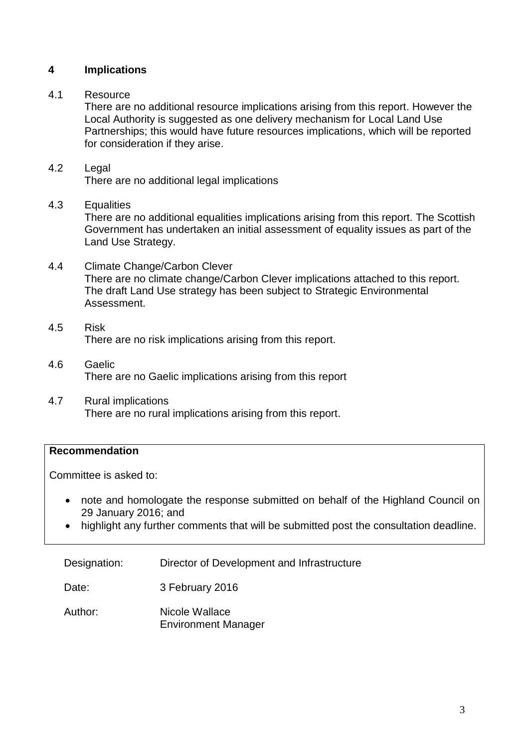## 4 Implications

4.1 Resource
There are no additional resource implications arising from this report. However the Local Authority is suggested as one delivery mechanism for Local Land Use Partnerships; this would have future resources implications, which will be reported for consideration if they arise.

4.2 Legal
There are no additional legal implications

4.3 Equalities
There are no additional equalities implications arising from this report. The Scottish Government has undertaken an initial assessment of equality issues as part of the Land Use Strategy.

4.4 Climate Change/Carbon Clever
There are no climate change/Carbon Clever implications attached to this report. The draft Land Use strategy has been subject to Strategic Environmental Assessment.

4.5 Risk
There are no risk implications arising from this report.

4.6 Gaelic
There are no Gaelic implications arising from this report

4.7 Rural implications
There are no rural implications arising from this report.

**Recommendation**

Committee is asked to:

- note and homologate the response submitted on behalf of the Highland Council on 29 January 2016; and
- highlight any further comments that will be submitted post the consultation deadline.

Designation: Director of Development and Infrastructure

Date: 3 February 2016

Author: Nicole Wallace
Environment Manager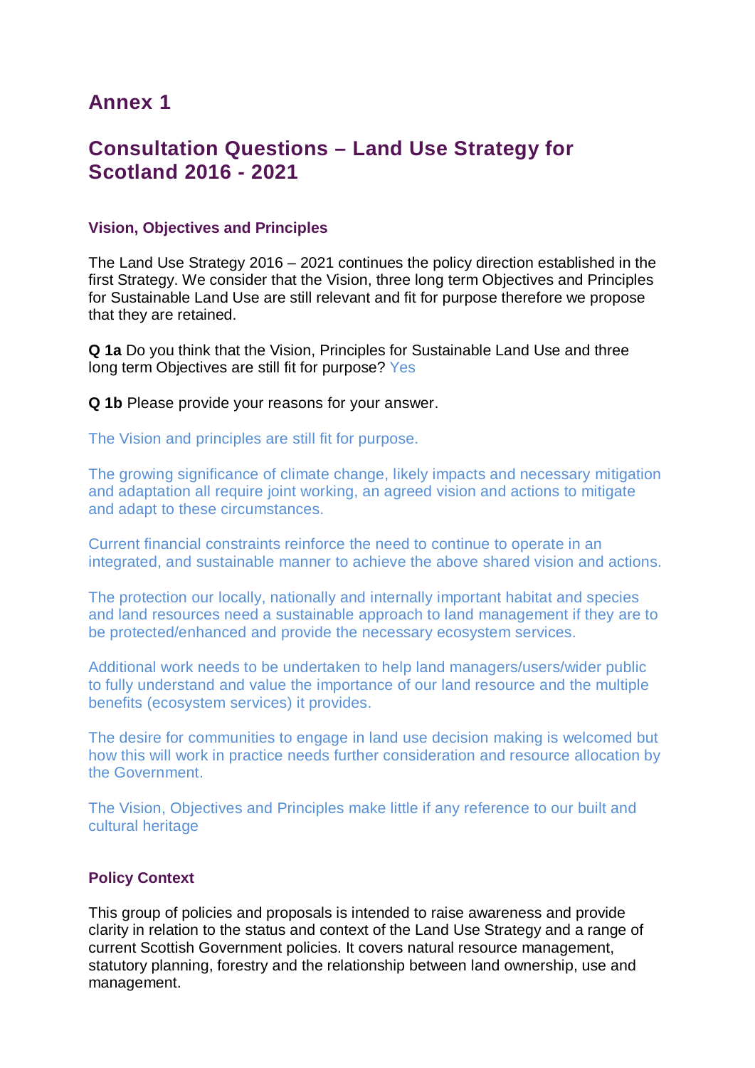# Annex 1

## Consultation Questions – Land Use Strategy for Scotland 2016 - 2021

### Vision, Objectives and Principles

The Land Use Strategy 2016 – 2021 continues the policy direction established in the first Strategy. We consider that the Vision, three long term Objectives and Principles for Sustainable Land Use are still relevant and fit for purpose therefore we propose that they are retained.

**Q 1a** Do you think that the Vision, Principles for Sustainable Land Use and three long term Objectives are still fit for purpose? Yes

**Q 1b** Please provide your reasons for your answer.

The Vision and principles are still fit for purpose.

The growing significance of climate change, likely impacts and necessary mitigation and adaptation all require joint working, an agreed vision and actions to mitigate and adapt to these circumstances.

Current financial constraints reinforce the need to continue to operate in an integrated, and sustainable manner to achieve the above shared vision and actions.

The protection our locally, nationally and internally important habitat and species and land resources need a sustainable approach to land management if they are to be protected/enhanced and provide the necessary ecosystem services.

Additional work needs to be undertaken to help land managers/users/wider public to fully understand and value the importance of our land resource and the multiple benefits (ecosystem services) it provides.

The desire for communities to engage in land use decision making is welcomed but how this will work in practice needs further consideration and resource allocation by the Government.

The Vision, Objectives and Principles make little if any reference to our built and cultural heritage

### Policy Context

This group of policies and proposals is intended to raise awareness and provide clarity in relation to the status and context of the Land Use Strategy and a range of current Scottish Government policies. It covers natural resource management, statutory planning, forestry and the relationship between land ownership, use and management.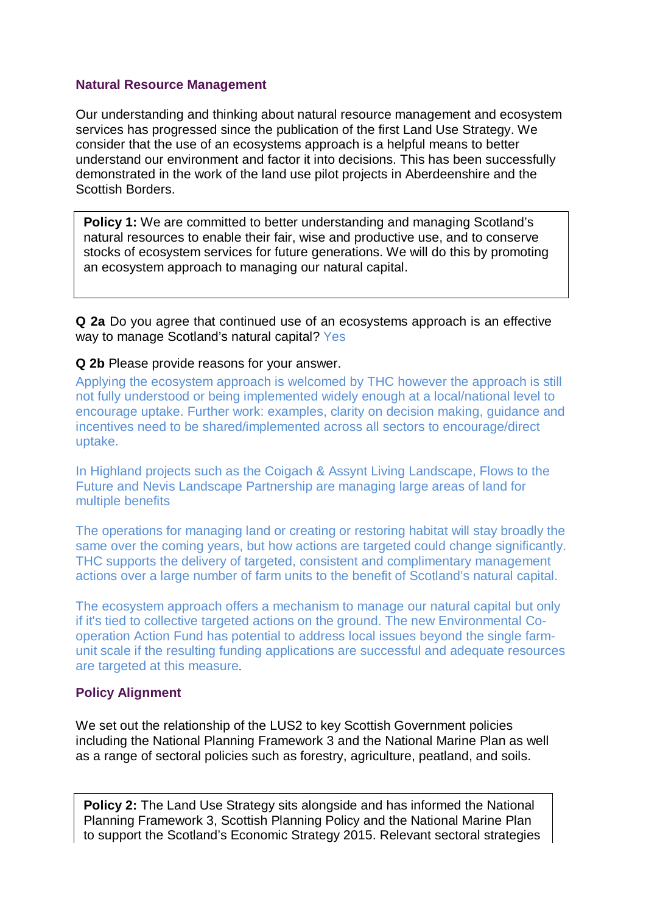### Natural Resource Management

Our understanding and thinking about natural resource management and ecosystem services has progressed since the publication of the first Land Use Strategy. We consider that the use of an ecosystems approach is a helpful means to better understand our environment and factor it into decisions. This has been successfully demonstrated in the work of the land use pilot projects in Aberdeenshire and the Scottish Borders.

> **Policy 1:** We are committed to better understanding and managing Scotland's natural resources to enable their fair, wise and productive use, and to conserve stocks of ecosystem services for future generations. We will do this by promoting an ecosystem approach to managing our natural capital.

**Q 2a** Do you agree that continued use of an ecosystems approach is an effective way to manage Scotland's natural capital? Yes

**Q 2b** Please provide reasons for your answer.

Applying the ecosystem approach is welcomed by THC however the approach is still not fully understood or being implemented widely enough at a local/national level to encourage uptake. Further work: examples, clarity on decision making, guidance and incentives need to be shared/implemented across all sectors to encourage/direct uptake.

In Highland projects such as the Coigach & Assynt Living Landscape, Flows to the Future and Nevis Landscape Partnership are managing large areas of land for multiple benefits

The operations for managing land or creating or restoring habitat will stay broadly the same over the coming years, but how actions are targeted could change significantly. THC supports the delivery of targeted, consistent and complimentary management actions over a large number of farm units to the benefit of Scotland's natural capital.

The ecosystem approach offers a mechanism to manage our natural capital but only if it's tied to collective targeted actions on the ground. The new Environmental Co-operation Action Fund has potential to address local issues beyond the single farm-unit scale if the resulting funding applications are successful and adequate resources are targeted at this measure.

### Policy Alignment

We set out the relationship of the LUS2 to key Scottish Government policies including the National Planning Framework 3 and the National Marine Plan as well as a range of sectoral policies such as forestry, agriculture, peatland, and soils.

> **Policy 2:** The Land Use Strategy sits alongside and has informed the National Planning Framework 3, Scottish Planning Policy and the National Marine Plan to support the Scotland's Economic Strategy 2015. Relevant sectoral strategies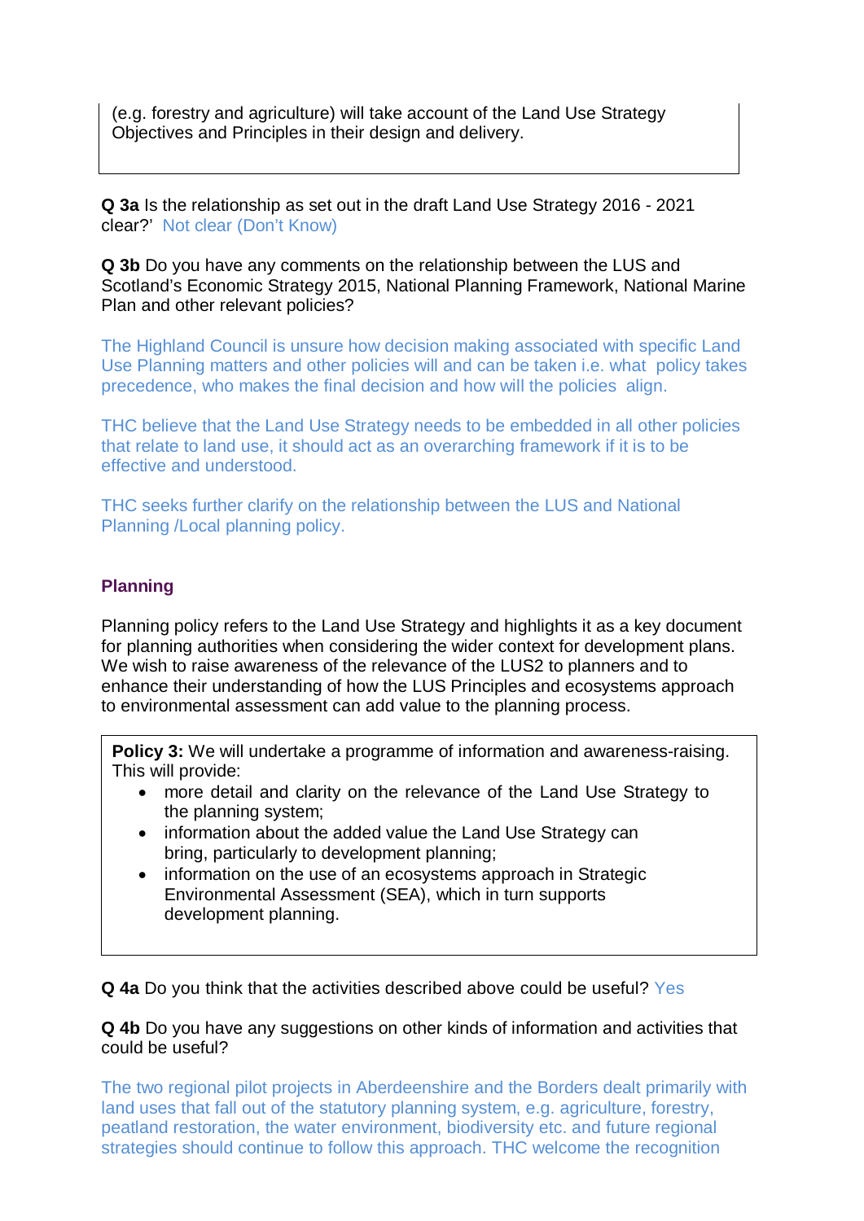(e.g. forestry and agriculture) will take account of the Land Use Strategy Objectives and Principles in their design and delivery.

**Q 3a** Is the relationship as set out in the draft Land Use Strategy 2016 - 2021 clear?' Not clear (Don't Know)

**Q 3b** Do you have any comments on the relationship between the LUS and Scotland's Economic Strategy 2015, National Planning Framework, National Marine Plan and other relevant policies?

The Highland Council is unsure how decision making associated with specific Land Use Planning matters and other policies will and can be taken i.e. what policy takes precedence, who makes the final decision and how will the policies align.

THC believe that the Land Use Strategy needs to be embedded in all other policies that relate to land use, it should act as an overarching framework if it is to be effective and understood.

THC seeks further clarify on the relationship between the LUS and National Planning /Local planning policy.

### Planning

Planning policy refers to the Land Use Strategy and highlights it as a key document for planning authorities when considering the wider context for development plans. We wish to raise awareness of the relevance of the LUS2 to planners and to enhance their understanding of how the LUS Principles and ecosystems approach to environmental assessment can add value to the planning process.

**Policy 3:** We will undertake a programme of information and awareness-raising. This will provide:

- more detail and clarity on the relevance of the Land Use Strategy to the planning system;
- information about the added value the Land Use Strategy can bring, particularly to development planning;
- information on the use of an ecosystems approach in Strategic Environmental Assessment (SEA), which in turn supports development planning.

**Q 4a** Do you think that the activities described above could be useful? Yes

**Q 4b** Do you have any suggestions on other kinds of information and activities that could be useful?

The two regional pilot projects in Aberdeenshire and the Borders dealt primarily with land uses that fall out of the statutory planning system, e.g. agriculture, forestry, peatland restoration, the water environment, biodiversity etc. and future regional strategies should continue to follow this approach. THC welcome the recognition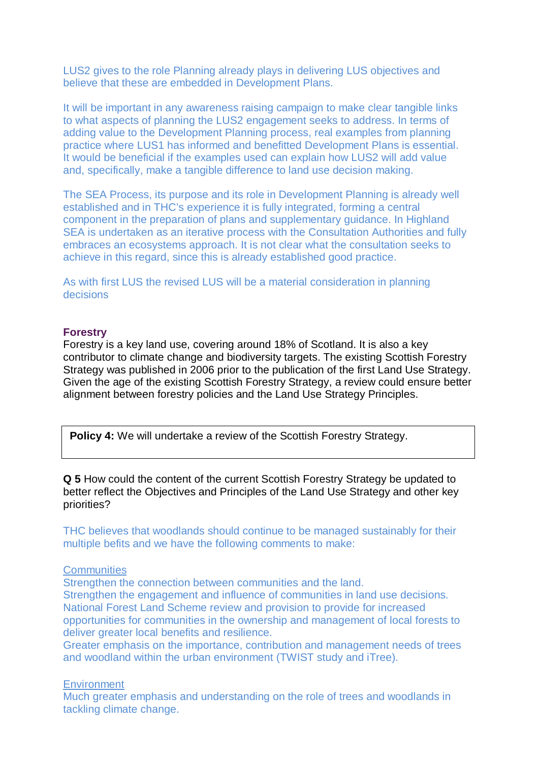LUS2 gives to the role Planning already plays in delivering LUS objectives and believe that these are embedded in Development Plans.

It will be important in any awareness raising campaign to make clear tangible links to what aspects of planning the LUS2 engagement seeks to address. In terms of adding value to the Development Planning process, real examples from planning practice where LUS1 has informed and benefitted Development Plans is essential. It would be beneficial if the examples used can explain how LUS2 will add value and, specifically, make a tangible difference to land use decision making.

The SEA Process, its purpose and its role in Development Planning is already well established and in THC's experience it is fully integrated, forming a central component in the preparation of plans and supplementary guidance. In Highland SEA is undertaken as an iterative process with the Consultation Authorities and fully embraces an ecosystems approach. It is not clear what the consultation seeks to achieve in this regard, since this is already established good practice.

As with first LUS the revised LUS will be a material consideration in planning decisions

**Forestry**

Forestry is a key land use, covering around 18% of Scotland. It is also a key contributor to climate change and biodiversity targets. The existing Scottish Forestry Strategy was published in 2006 prior to the publication of the first Land Use Strategy. Given the age of the existing Scottish Forestry Strategy, a review could ensure better alignment between forestry policies and the Land Use Strategy Principles.

| **Policy 4:** We will undertake a review of the Scottish Forestry Strategy. |
|---|

**Q 5** How could the content of the current Scottish Forestry Strategy be updated to better reflect the Objectives and Principles of the Land Use Strategy and other key priorities?

THC believes that woodlands should continue to be managed sustainably for their multiple befits and we have the following comments to make:

<u>Communities</u>

Strengthen the connection between communities and the land.
Strengthen the engagement and influence of communities in land use decisions.
National Forest Land Scheme review and provision to provide for increased opportunities for communities in the ownership and management of local forests to deliver greater local benefits and resilience.
Greater emphasis on the importance, contribution and management needs of trees and woodland within the urban environment (TWIST study and iTree).

<u>Environment</u>

Much greater emphasis and understanding on the role of trees and woodlands in tackling climate change.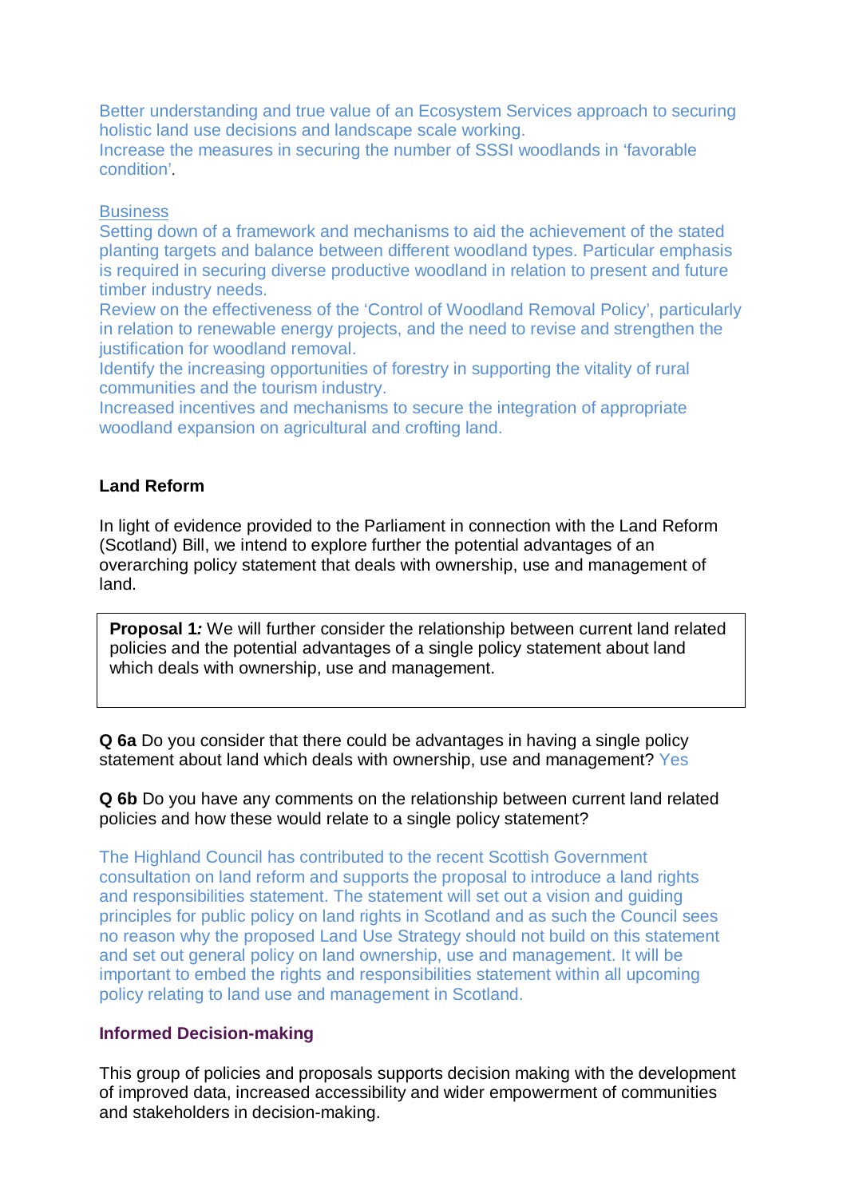Better understanding and true value of an Ecosystem Services approach to securing holistic land use decisions and landscape scale working.
Increase the measures in securing the number of SSSI woodlands in 'favorable condition'.

Business
Setting down of a framework and mechanisms to aid the achievement of the stated planting targets and balance between different woodland types. Particular emphasis is required in securing diverse productive woodland in relation to present and future timber industry needs.
Review on the effectiveness of the 'Control of Woodland Removal Policy', particularly in relation to renewable energy projects, and the need to revise and strengthen the justification for woodland removal.
Identify the increasing opportunities of forestry in supporting the vitality of rural communities and the tourism industry.
Increased incentives and mechanisms to secure the integration of appropriate woodland expansion on agricultural and crofting land.

**Land Reform**

In light of evidence provided to the Parliament in connection with the Land Reform (Scotland) Bill, we intend to explore further the potential advantages of an overarching policy statement that deals with ownership, use and management of land.

> **Proposal 1*:*** We will further consider the relationship between current land related policies and the potential advantages of a single policy statement about land which deals with ownership, use and management.

**Q 6a** Do you consider that there could be advantages in having a single policy statement about land which deals with ownership, use and management? Yes

**Q 6b** Do you have any comments on the relationship between current land related policies and how these would relate to a single policy statement?

The Highland Council has contributed to the recent Scottish Government consultation on land reform and supports the proposal to introduce a land rights and responsibilities statement. The statement will set out a vision and guiding principles for public policy on land rights in Scotland and as such the Council sees no reason why the proposed Land Use Strategy should not build on this statement and set out general policy on land ownership, use and management. It will be important to embed the rights and responsibilities statement within all upcoming policy relating to land use and management in Scotland.

**Informed Decision-making**

This group of policies and proposals supports decision making with the development of improved data, increased accessibility and wider empowerment of communities and stakeholders in decision-making.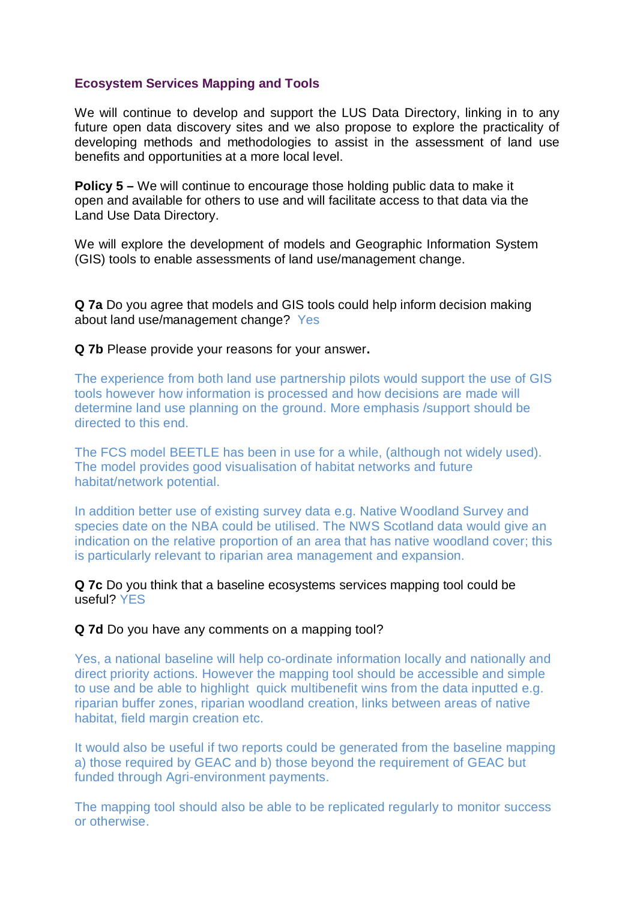### Ecosystem Services Mapping and Tools

We will continue to develop and support the LUS Data Directory, linking in to any future open data discovery sites and we also propose to explore the practicality of developing methods and methodologies to assist in the assessment of land use benefits and opportunities at a more local level.

**Policy 5 –** We will continue to encourage those holding public data to make it open and available for others to use and will facilitate access to that data via the Land Use Data Directory.

We will explore the development of models and Geographic Information System (GIS) tools to enable assessments of land use/management change.

**Q 7a** Do you agree that models and GIS tools could help inform decision making about land use/management change? Yes

**Q 7b** Please provide your reasons for your answer**.**

The experience from both land use partnership pilots would support the use of GIS tools however how information is processed and how decisions are made will determine land use planning on the ground. More emphasis /support should be directed to this end.

The FCS model BEETLE has been in use for a while, (although not widely used). The model provides good visualisation of habitat networks and future habitat/network potential.

In addition better use of existing survey data e.g. Native Woodland Survey and species date on the NBA could be utilised. The NWS Scotland data would give an indication on the relative proportion of an area that has native woodland cover; this is particularly relevant to riparian area management and expansion.

**Q 7c** Do you think that a baseline ecosystems services mapping tool could be useful? YES

**Q 7d** Do you have any comments on a mapping tool?

Yes, a national baseline will help co-ordinate information locally and nationally and direct priority actions. However the mapping tool should be accessible and simple to use and be able to highlight quick multibenefit wins from the data inputted e.g. riparian buffer zones, riparian woodland creation, links between areas of native habitat, field margin creation etc.

It would also be useful if two reports could be generated from the baseline mapping a) those required by GEAC and b) those beyond the requirement of GEAC but funded through Agri-environment payments.

The mapping tool should also be able to be replicated regularly to monitor success or otherwise.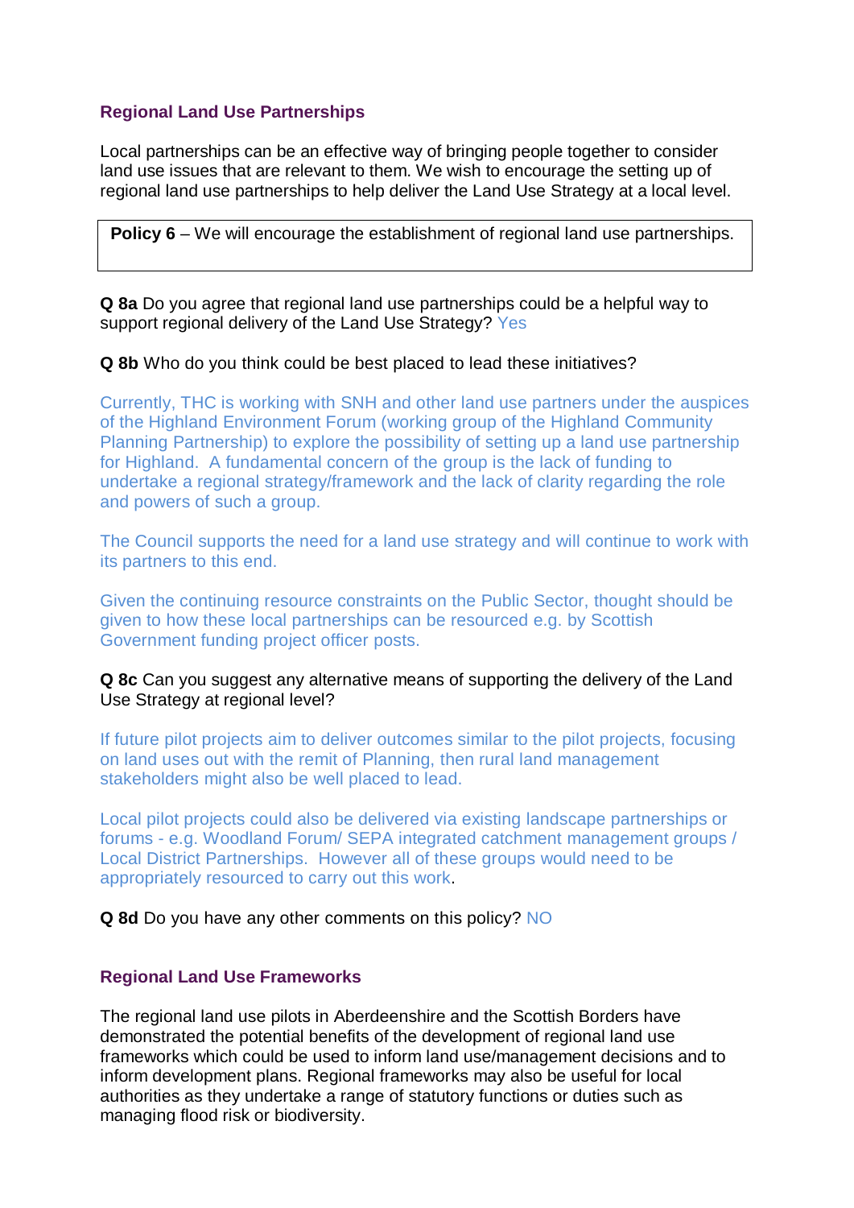### Regional Land Use Partnerships

Local partnerships can be an effective way of bringing people together to consider land use issues that are relevant to them. We wish to encourage the setting up of regional land use partnerships to help deliver the Land Use Strategy at a local level.

> **Policy 6** – We will encourage the establishment of regional land use partnerships.

**Q 8a** Do you agree that regional land use partnerships could be a helpful way to support regional delivery of the Land Use Strategy? Yes

**Q 8b** Who do you think could be best placed to lead these initiatives?

Currently, THC is working with SNH and other land use partners under the auspices of the Highland Environment Forum (working group of the Highland Community Planning Partnership) to explore the possibility of setting up a land use partnership for Highland. A fundamental concern of the group is the lack of funding to undertake a regional strategy/framework and the lack of clarity regarding the role and powers of such a group.

The Council supports the need for a land use strategy and will continue to work with its partners to this end.

Given the continuing resource constraints on the Public Sector, thought should be given to how these local partnerships can be resourced e.g. by Scottish Government funding project officer posts.

**Q 8c** Can you suggest any alternative means of supporting the delivery of the Land Use Strategy at regional level?

If future pilot projects aim to deliver outcomes similar to the pilot projects, focusing on land uses out with the remit of Planning, then rural land management stakeholders might also be well placed to lead.

Local pilot projects could also be delivered via existing landscape partnerships or forums - e.g. Woodland Forum/ SEPA integrated catchment management groups / Local District Partnerships. However all of these groups would need to be appropriately resourced to carry out this work.

**Q 8d** Do you have any other comments on this policy? NO

### Regional Land Use Frameworks

The regional land use pilots in Aberdeenshire and the Scottish Borders have demonstrated the potential benefits of the development of regional land use frameworks which could be used to inform land use/management decisions and to inform development plans. Regional frameworks may also be useful for local authorities as they undertake a range of statutory functions or duties such as managing flood risk or biodiversity.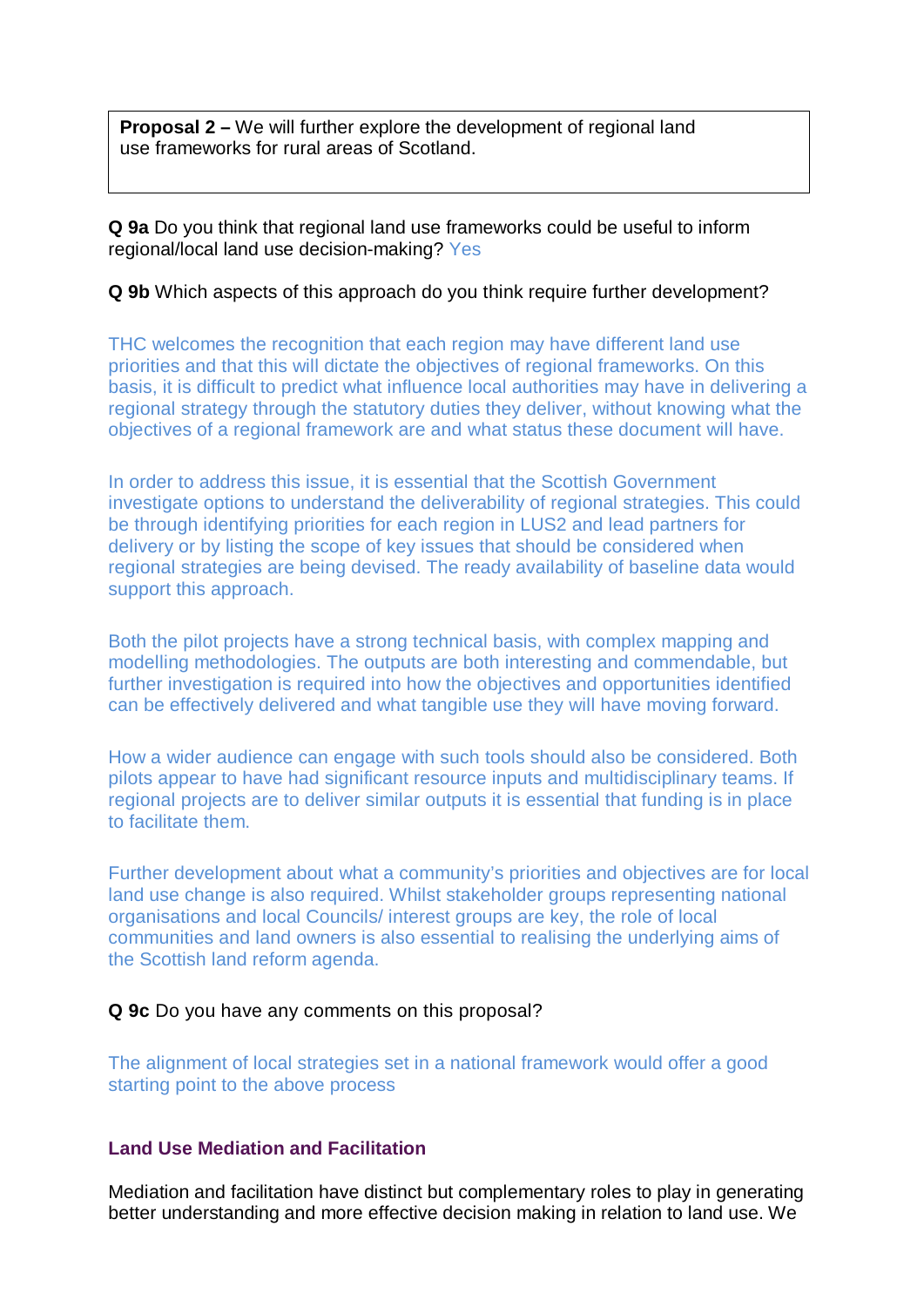**Proposal 2 –** We will further explore the development of regional land use frameworks for rural areas of Scotland.

**Q 9a** Do you think that regional land use frameworks could be useful to inform regional/local land use decision-making? Yes

**Q 9b** Which aspects of this approach do you think require further development?

THC welcomes the recognition that each region may have different land use priorities and that this will dictate the objectives of regional frameworks. On this basis, it is difficult to predict what influence local authorities may have in delivering a regional strategy through the statutory duties they deliver, without knowing what the objectives of a regional framework are and what status these document will have.

In order to address this issue, it is essential that the Scottish Government investigate options to understand the deliverability of regional strategies. This could be through identifying priorities for each region in LUS2 and lead partners for delivery or by listing the scope of key issues that should be considered when regional strategies are being devised. The ready availability of baseline data would support this approach.

Both the pilot projects have a strong technical basis, with complex mapping and modelling methodologies. The outputs are both interesting and commendable, but further investigation is required into how the objectives and opportunities identified can be effectively delivered and what tangible use they will have moving forward.

How a wider audience can engage with such tools should also be considered. Both pilots appear to have had significant resource inputs and multidisciplinary teams. If regional projects are to deliver similar outputs it is essential that funding is in place to facilitate them.

Further development about what a community's priorities and objectives are for local land use change is also required. Whilst stakeholder groups representing national organisations and local Councils/ interest groups are key, the role of local communities and land owners is also essential to realising the underlying aims of the Scottish land reform agenda.

**Q 9c** Do you have any comments on this proposal?

The alignment of local strategies set in a national framework would offer a good starting point to the above process

### Land Use Mediation and Facilitation

Mediation and facilitation have distinct but complementary roles to play in generating better understanding and more effective decision making in relation to land use. We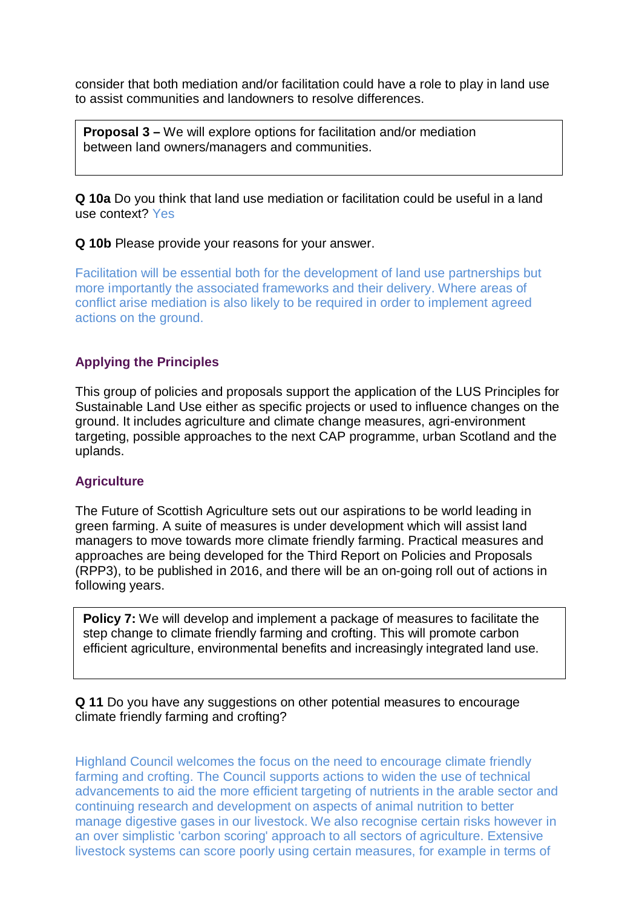consider that both mediation and/or facilitation could have a role to play in land use to assist communities and landowners to resolve differences.

> **Proposal 3 –** We will explore options for facilitation and/or mediation between land owners/managers and communities.

**Q 10a** Do you think that land use mediation or facilitation could be useful in a land use context? Yes

**Q 10b** Please provide your reasons for your answer.

Facilitation will be essential both for the development of land use partnerships but more importantly the associated frameworks and their delivery. Where areas of conflict arise mediation is also likely to be required in order to implement agreed actions on the ground.

### Applying the Principles

This group of policies and proposals support the application of the LUS Principles for Sustainable Land Use either as specific projects or used to influence changes on the ground. It includes agriculture and climate change measures, agri-environment targeting, possible approaches to the next CAP programme, urban Scotland and the uplands.

### Agriculture

The Future of Scottish Agriculture sets out our aspirations to be world leading in green farming. A suite of measures is under development which will assist land managers to move towards more climate friendly farming. Practical measures and approaches are being developed for the Third Report on Policies and Proposals (RPP3), to be published in 2016, and there will be an on-going roll out of actions in following years.

> **Policy 7:** We will develop and implement a package of measures to facilitate the step change to climate friendly farming and crofting. This will promote carbon efficient agriculture, environmental benefits and increasingly integrated land use.

**Q 11** Do you have any suggestions on other potential measures to encourage climate friendly farming and crofting?

Highland Council welcomes the focus on the need to encourage climate friendly farming and crofting. The Council supports actions to widen the use of technical advancements to aid the more efficient targeting of nutrients in the arable sector and continuing research and development on aspects of animal nutrition to better manage digestive gases in our livestock. We also recognise certain risks however in an over simplistic 'carbon scoring' approach to all sectors of agriculture. Extensive livestock systems can score poorly using certain measures, for example in terms of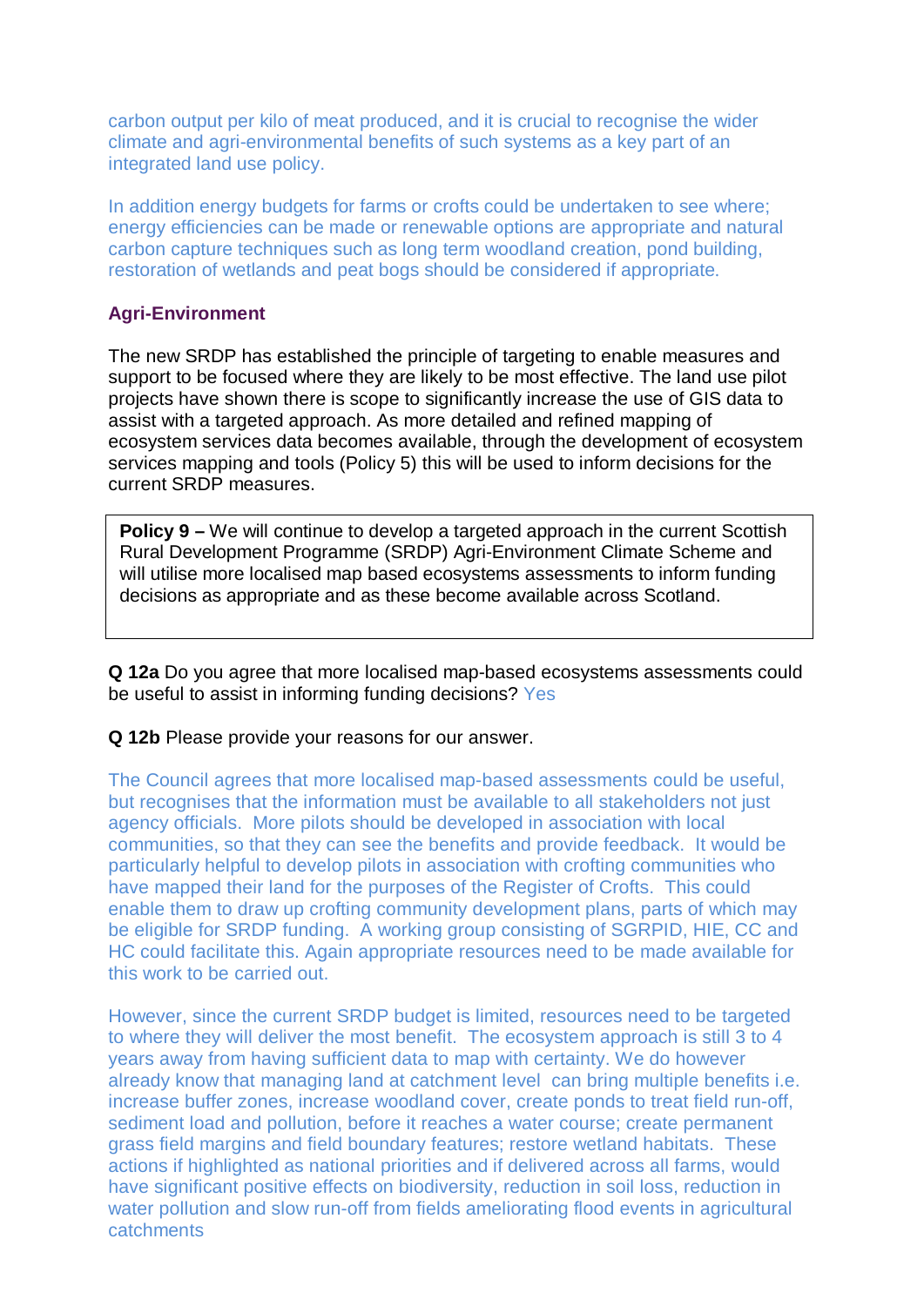carbon output per kilo of meat produced, and it is crucial to recognise the wider climate and agri-environmental benefits of such systems as a key part of an integrated land use policy.

In addition energy budgets for farms or crofts could be undertaken to see where; energy efficiencies can be made or renewable options are appropriate and natural carbon capture techniques such as long term woodland creation, pond building, restoration of wetlands and peat bogs should be considered if appropriate.

### Agri-Environment

The new SRDP has established the principle of targeting to enable measures and support to be focused where they are likely to be most effective. The land use pilot projects have shown there is scope to significantly increase the use of GIS data to assist with a targeted approach. As more detailed and refined mapping of ecosystem services data becomes available, through the development of ecosystem services mapping and tools (Policy 5) this will be used to inform decisions for the current SRDP measures.

> **Policy 9 –** We will continue to develop a targeted approach in the current Scottish Rural Development Programme (SRDP) Agri-Environment Climate Scheme and will utilise more localised map based ecosystems assessments to inform funding decisions as appropriate and as these become available across Scotland.

**Q 12a** Do you agree that more localised map-based ecosystems assessments could be useful to assist in informing funding decisions? Yes

**Q 12b** Please provide your reasons for our answer.

The Council agrees that more localised map-based assessments could be useful, but recognises that the information must be available to all stakeholders not just agency officials. More pilots should be developed in association with local communities, so that they can see the benefits and provide feedback. It would be particularly helpful to develop pilots in association with crofting communities who have mapped their land for the purposes of the Register of Crofts. This could enable them to draw up crofting community development plans, parts of which may be eligible for SRDP funding. A working group consisting of SGRPID, HIE, CC and HC could facilitate this. Again appropriate resources need to be made available for this work to be carried out.

However, since the current SRDP budget is limited, resources need to be targeted to where they will deliver the most benefit. The ecosystem approach is still 3 to 4 years away from having sufficient data to map with certainty. We do however already know that managing land at catchment level can bring multiple benefits i.e. increase buffer zones, increase woodland cover, create ponds to treat field run-off, sediment load and pollution, before it reaches a water course; create permanent grass field margins and field boundary features; restore wetland habitats. These actions if highlighted as national priorities and if delivered across all farms, would have significant positive effects on biodiversity, reduction in soil loss, reduction in water pollution and slow run-off from fields ameliorating flood events in agricultural catchments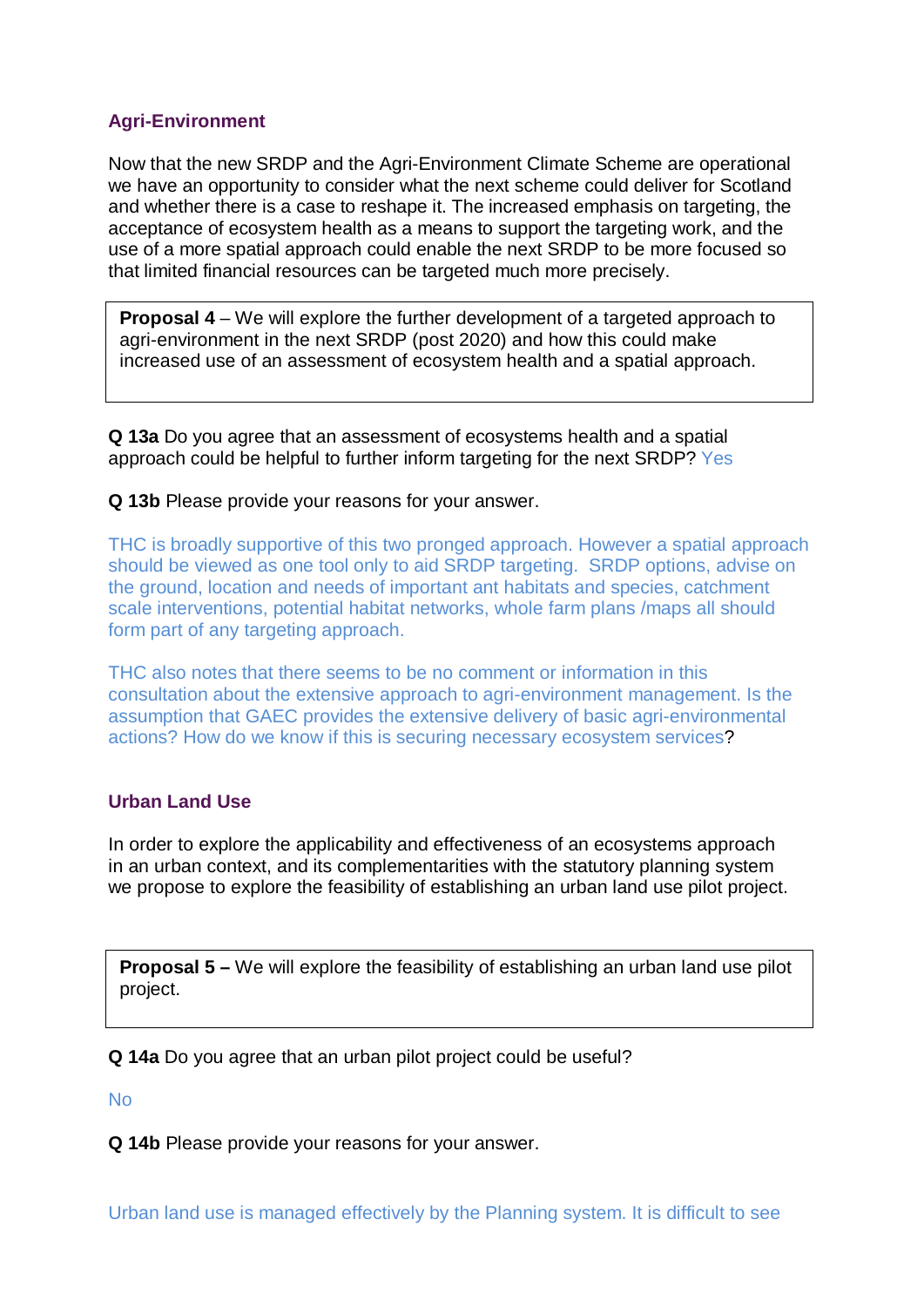## Agri-Environment

Now that the new SRDP and the Agri-Environment Climate Scheme are operational we have an opportunity to consider what the next scheme could deliver for Scotland and whether there is a case to reshape it. The increased emphasis on targeting, the acceptance of ecosystem health as a means to support the targeting work, and the use of a more spatial approach could enable the next SRDP to be more focused so that limited financial resources can be targeted much more precisely.

> **Proposal 4** – We will explore the further development of a targeted approach to agri-environment in the next SRDP (post 2020) and how this could make increased use of an assessment of ecosystem health and a spatial approach.

**Q 13a** Do you agree that an assessment of ecosystems health and a spatial approach could be helpful to further inform targeting for the next SRDP? Yes

**Q 13b** Please provide your reasons for your answer.

THC is broadly supportive of this two pronged approach. However a spatial approach should be viewed as one tool only to aid SRDP targeting. SRDP options, advise on the ground, location and needs of important ant habitats and species, catchment scale interventions, potential habitat networks, whole farm plans /maps all should form part of any targeting approach.

THC also notes that there seems to be no comment or information in this consultation about the extensive approach to agri-environment management. Is the assumption that GAEC provides the extensive delivery of basic agri-environmental actions? How do we know if this is securing necessary ecosystem services?

## Urban Land Use

In order to explore the applicability and effectiveness of an ecosystems approach in an urban context, and its complementarities with the statutory planning system we propose to explore the feasibility of establishing an urban land use pilot project.

> **Proposal 5 –** We will explore the feasibility of establishing an urban land use pilot project.

**Q 14a** Do you agree that an urban pilot project could be useful?

No

**Q 14b** Please provide your reasons for your answer.

Urban land use is managed effectively by the Planning system. It is difficult to see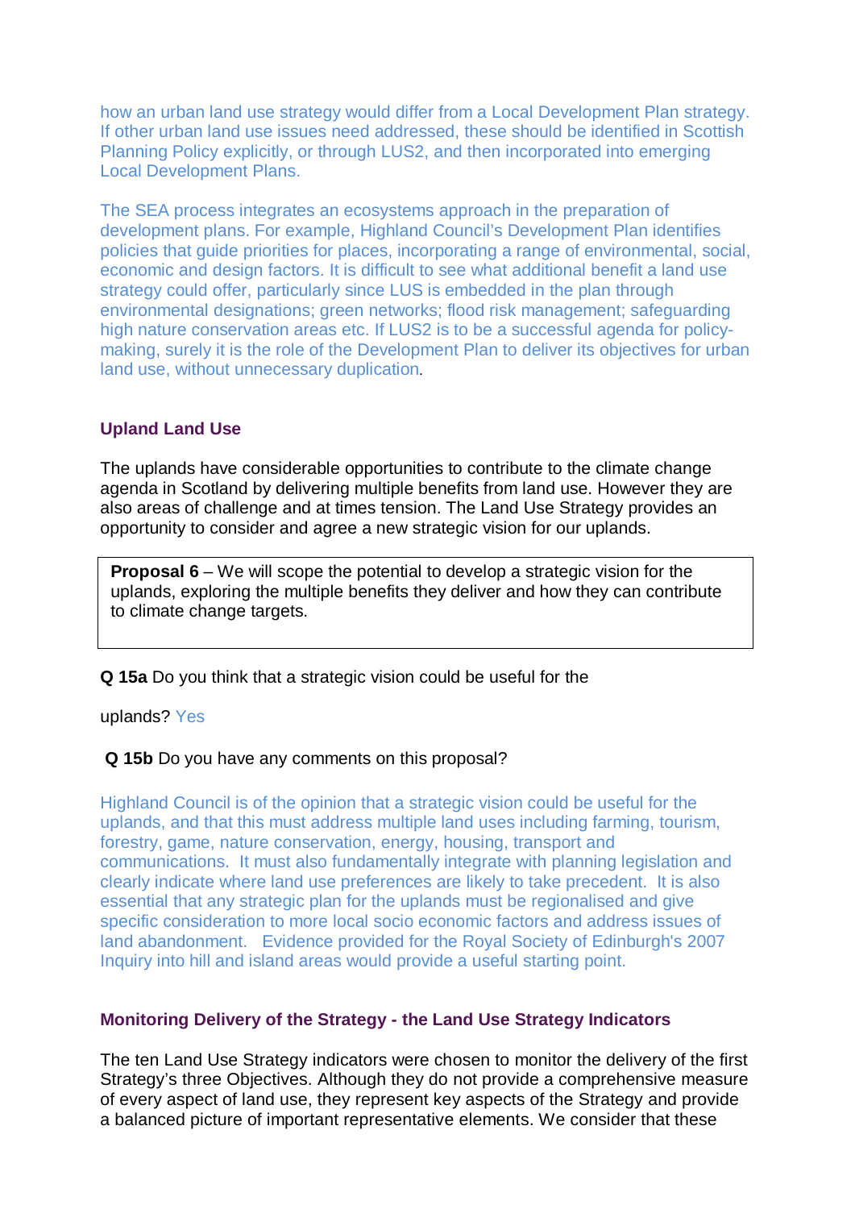how an urban land use strategy would differ from a Local Development Plan strategy. If other urban land use issues need addressed, these should be identified in Scottish Planning Policy explicitly, or through LUS2, and then incorporated into emerging Local Development Plans.

The SEA process integrates an ecosystems approach in the preparation of development plans. For example, Highland Council's Development Plan identifies policies that guide priorities for places, incorporating a range of environmental, social, economic and design factors. It is difficult to see what additional benefit a land use strategy could offer, particularly since LUS is embedded in the plan through environmental designations; green networks; flood risk management; safeguarding high nature conservation areas etc. If LUS2 is to be a successful agenda for policy-making, surely it is the role of the Development Plan to deliver its objectives for urban land use, without unnecessary duplication.

## Upland Land Use

The uplands have considerable opportunities to contribute to the climate change agenda in Scotland by delivering multiple benefits from land use. However they are also areas of challenge and at times tension. The Land Use Strategy provides an opportunity to consider and agree a new strategic vision for our uplands.

> **Proposal 6** – We will scope the potential to develop a strategic vision for the uplands, exploring the multiple benefits they deliver and how they can contribute to climate change targets.

**Q 15a** Do you think that a strategic vision could be useful for the

uplands? Yes

**Q 15b** Do you have any comments on this proposal?

Highland Council is of the opinion that a strategic vision could be useful for the uplands, and that this must address multiple land uses including farming, tourism, forestry, game, nature conservation, energy, housing, transport and communications. It must also fundamentally integrate with planning legislation and clearly indicate where land use preferences are likely to take precedent. It is also essential that any strategic plan for the uplands must be regionalised and give specific consideration to more local socio economic factors and address issues of land abandonment. Evidence provided for the Royal Society of Edinburgh's 2007 Inquiry into hill and island areas would provide a useful starting point.

## Monitoring Delivery of the Strategy - the Land Use Strategy Indicators

The ten Land Use Strategy indicators were chosen to monitor the delivery of the first Strategy's three Objectives. Although they do not provide a comprehensive measure of every aspect of land use, they represent key aspects of the Strategy and provide a balanced picture of important representative elements. We consider that these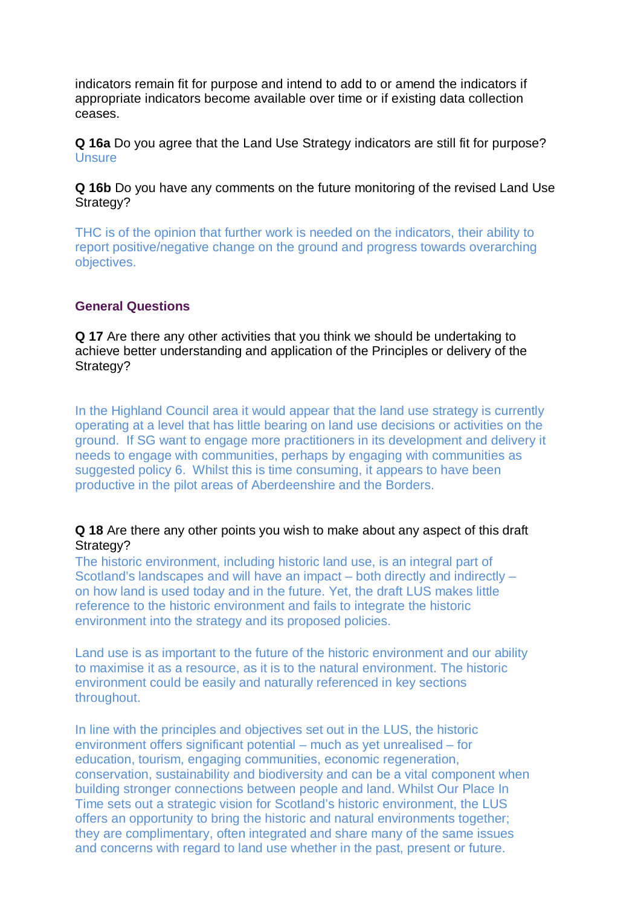indicators remain fit for purpose and intend to add to or amend the indicators if appropriate indicators become available over time or if existing data collection ceases.

**Q 16a** Do you agree that the Land Use Strategy indicators are still fit for purpose?
Unsure

**Q 16b** Do you have any comments on the future monitoring of the revised Land Use Strategy?

THC is of the opinion that further work is needed on the indicators, their ability to report positive/negative change on the ground and progress towards overarching objectives.

**General Questions**

**Q 17** Are there any other activities that you think we should be undertaking to achieve better understanding and application of the Principles or delivery of the Strategy?

In the Highland Council area it would appear that the land use strategy is currently operating at a level that has little bearing on land use decisions or activities on the ground. If SG want to engage more practitioners in its development and delivery it needs to engage with communities, perhaps by engaging with communities as suggested policy 6. Whilst this is time consuming, it appears to have been productive in the pilot areas of Aberdeenshire and the Borders.

**Q 18** Are there any other points you wish to make about any aspect of this draft Strategy?
The historic environment, including historic land use, is an integral part of Scotland's landscapes and will have an impact – both directly and indirectly – on how land is used today and in the future. Yet, the draft LUS makes little reference to the historic environment and fails to integrate the historic environment into the strategy and its proposed policies.

Land use is as important to the future of the historic environment and our ability to maximise it as a resource, as it is to the natural environment. The historic environment could be easily and naturally referenced in key sections throughout.

In line with the principles and objectives set out in the LUS, the historic environment offers significant potential – much as yet unrealised – for education, tourism, engaging communities, economic regeneration, conservation, sustainability and biodiversity and can be a vital component when building stronger connections between people and land. Whilst Our Place In Time sets out a strategic vision for Scotland's historic environment, the LUS offers an opportunity to bring the historic and natural environments together; they are complimentary, often integrated and share many of the same issues and concerns with regard to land use whether in the past, present or future.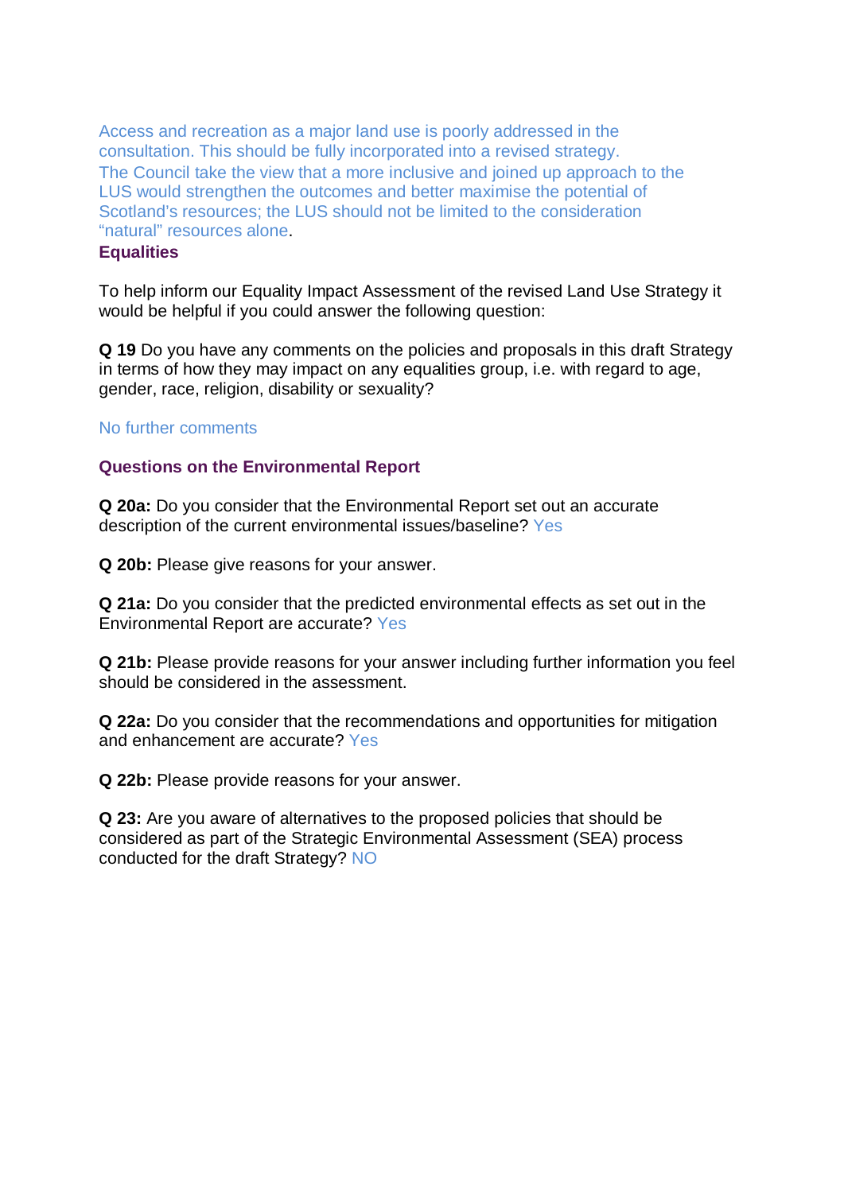Access and recreation as a major land use is poorly addressed in the consultation. This should be fully incorporated into a revised strategy.
The Council take the view that a more inclusive and joined up approach to the LUS would strengthen the outcomes and better maximise the potential of Scotland's resources; the LUS should not be limited to the consideration "natural" resources alone.

**Equalities**

To help inform our Equality Impact Assessment of the revised Land Use Strategy it would be helpful if you could answer the following question:

**Q 19** Do you have any comments on the policies and proposals in this draft Strategy in terms of how they may impact on any equalities group, i.e. with regard to age, gender, race, religion, disability or sexuality?

No further comments

**Questions on the Environmental Report**

**Q 20a:** Do you consider that the Environmental Report set out an accurate description of the current environmental issues/baseline? Yes

**Q 20b:** Please give reasons for your answer.

**Q 21a:** Do you consider that the predicted environmental effects as set out in the Environmental Report are accurate? Yes

**Q 21b:** Please provide reasons for your answer including further information you feel should be considered in the assessment.

**Q 22a:** Do you consider that the recommendations and opportunities for mitigation and enhancement are accurate? Yes

**Q 22b:** Please provide reasons for your answer.

**Q 23:** Are you aware of alternatives to the proposed policies that should be considered as part of the Strategic Environmental Assessment (SEA) process conducted for the draft Strategy? NO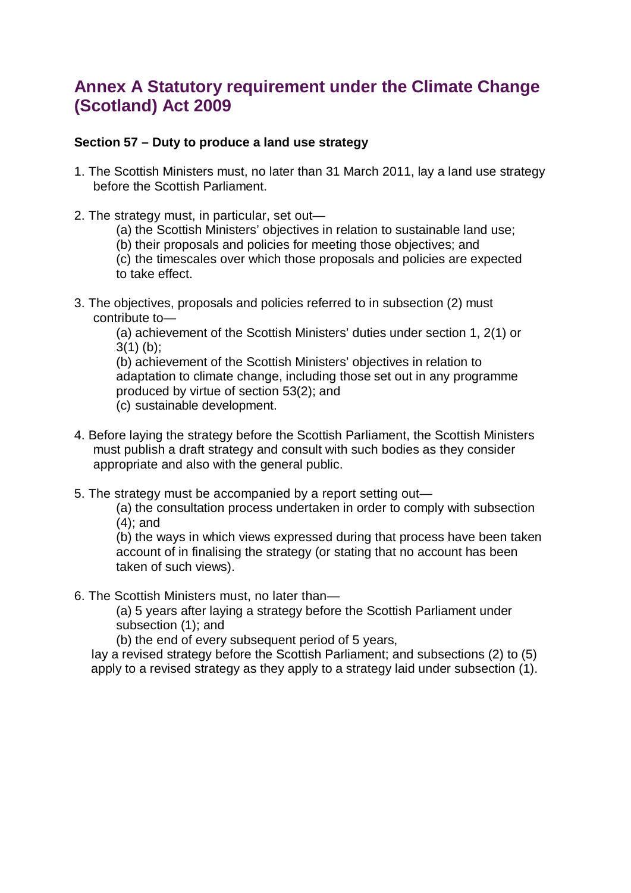# Annex A Statutory requirement under the Climate Change (Scotland) Act 2009

**Section 57 – Duty to produce a land use strategy**

1. The Scottish Ministers must, no later than 31 March 2011, lay a land use strategy before the Scottish Parliament.

2. The strategy must, in particular, set out—
   (a) the Scottish Ministers' objectives in relation to sustainable land use;
   (b) their proposals and policies for meeting those objectives; and
   (c) the timescales over which those proposals and policies are expected to take effect.

3. The objectives, proposals and policies referred to in subsection (2) must contribute to—
   (a) achievement of the Scottish Ministers' duties under section 1, 2(1) or 3(1) (b);
   (b) achievement of the Scottish Ministers' objectives in relation to adaptation to climate change, including those set out in any programme produced by virtue of section 53(2); and
   (c) sustainable development.

4. Before laying the strategy before the Scottish Parliament, the Scottish Ministers must publish a draft strategy and consult with such bodies as they consider appropriate and also with the general public.

5. The strategy must be accompanied by a report setting out—
   (a) the consultation process undertaken in order to comply with subsection (4); and
   (b) the ways in which views expressed during that process have been taken account of in finalising the strategy (or stating that no account has been taken of such views).

6. The Scottish Ministers must, no later than—
   (a) 5 years after laying a strategy before the Scottish Parliament under subsection (1); and
   (b) the end of every subsequent period of 5 years,

   lay a revised strategy before the Scottish Parliament; and subsections (2) to (5) apply to a revised strategy as they apply to a strategy laid under subsection (1).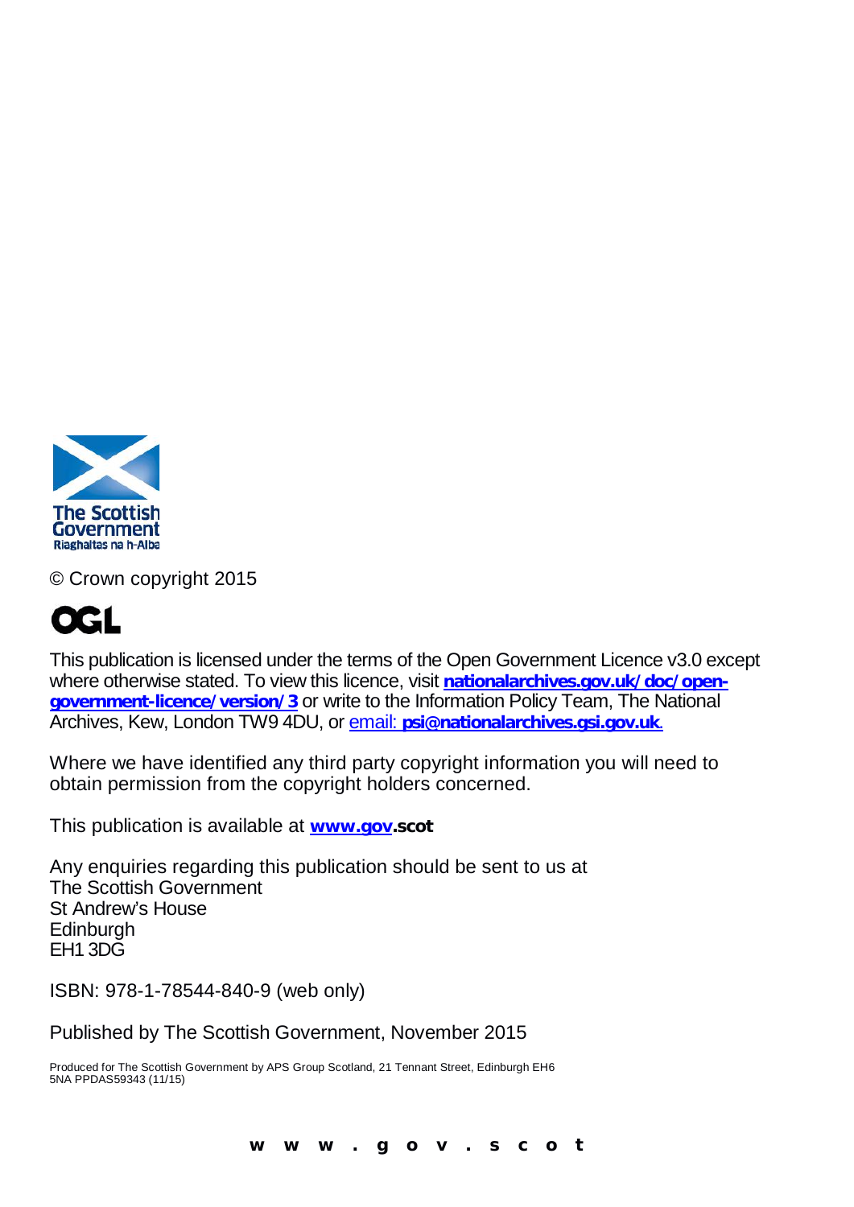The Scottish Government
Riaghaltas na h-Alba

© Crown copyright 2015

OGL

This publication is licensed under the terms of the Open Government Licence v3.0 except where otherwise stated. To view this licence, visit **nationalarchives.gov.uk/doc/open-government-licence/version/3** or write to the Information Policy Team, The National Archives, Kew, London TW9 4DU, or email: **psi@nationalarchives.gsi.gov.uk**.

Where we have identified any third party copyright information you will need to obtain permission from the copyright holders concerned.

This publication is available at **www.gov.scot**

Any enquiries regarding this publication should be sent to us at
The Scottish Government
St Andrew's House
Edinburgh
EH1 3DG

ISBN: 978-1-78544-840-9 (web only)

Published by The Scottish Government, November 2015

Produced for The Scottish Government by APS Group Scotland, 21 Tennant Street, Edinburgh EH6 5NA PPDAS59343 (11/15)

**w w w . g o v . s c o t**